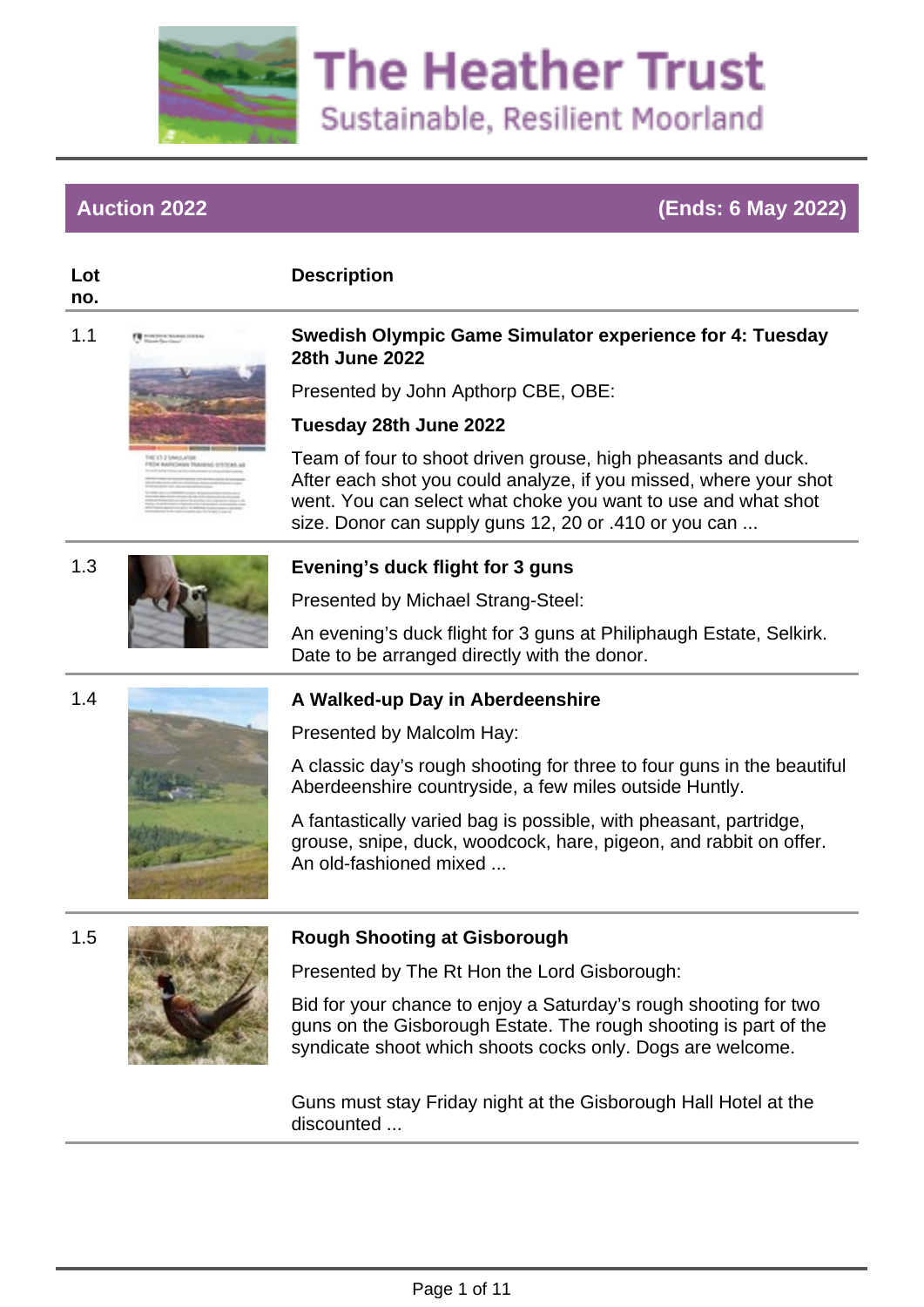# The Heather Trust

Sustainable, Resilient Moorland

## Auction 2022 (Ends: 6 May 2022)

| Lot no. | Description |
| --- | --- |
| 1.1 | **Swedish Olympic Game Simulator experience for 4: Tuesday 28th June 2022**<br><br>Presented by John Apthorp CBE, OBE:<br><br>**Tuesday 28th June 2022**<br><br>Team of four to shoot driven grouse, high pheasants and duck. After each shot you could analyze, if you missed, where your shot went. You can select what choke you want to use and what shot size. Donor can supply guns 12, 20 or .410 or you can ... |
| 1.3 | **Evening's duck flight for 3 guns**<br><br>Presented by Michael Strang-Steel:<br><br>An evening's duck flight for 3 guns at Philiphaugh Estate, Selkirk. Date to be arranged directly with the donor. |
| 1.4 | **A Walked-up Day in Aberdeenshire**<br><br>Presented by Malcolm Hay:<br><br>A classic day's rough shooting for three to four guns in the beautiful Aberdeenshire countryside, a few miles outside Huntly.<br><br>A fantastically varied bag is possible, with pheasant, partridge, grouse, snipe, duck, woodcock, hare, pigeon, and rabbit on offer. An old-fashioned mixed ... |
| 1.5 | **Rough Shooting at Gisborough**<br><br>Presented by The Rt Hon the Lord Gisborough:<br><br>Bid for your chance to enjoy a Saturday's rough shooting for two guns on the Gisborough Estate. The rough shooting is part of the syndicate shoot which shoots cocks only. Dogs are welcome.<br><br>Guns must stay Friday night at the Gisborough Hall Hotel at the discounted ... |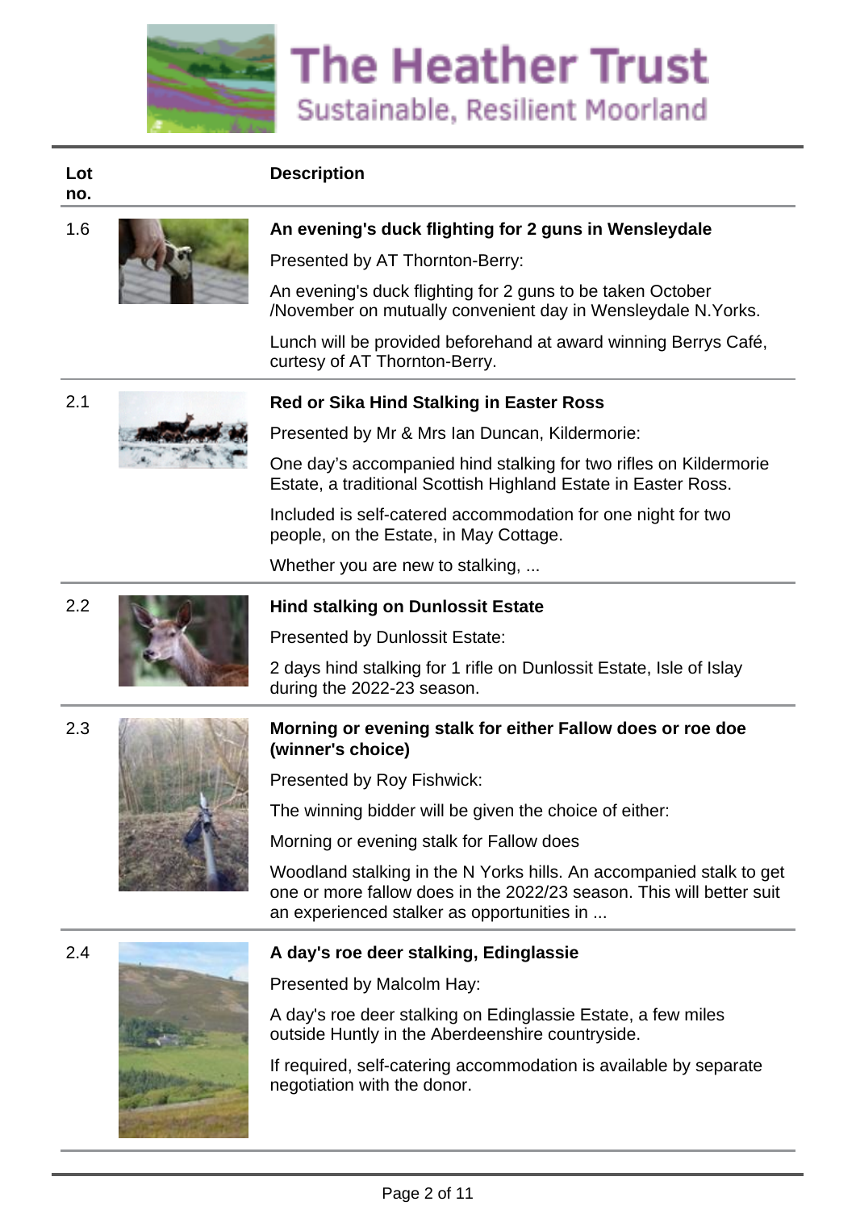# The Heather Trust

Sustainable, Resilient Moorland

| Lot no. | Description |
|---|---|
| 1.6 | **An evening's duck flighting for 2 guns in Wensleydale**<br>Presented by AT Thornton-Berry:<br>An evening's duck flighting for 2 guns to be taken October /November on mutually convenient day in Wensleydale N.Yorks.<br>Lunch will be provided beforehand at award winning Berrys Café, curtesy of AT Thornton-Berry. |
| 2.1 | **Red or Sika Hind Stalking in Easter Ross**<br>Presented by Mr & Mrs Ian Duncan, Kildermorie:<br>One day's accompanied hind stalking for two rifles on Kildermorie Estate, a traditional Scottish Highland Estate in Easter Ross.<br>Included is self-catered accommodation for one night for two people, on the Estate, in May Cottage.<br>Whether you are new to stalking, ... |
| 2.2 | **Hind stalking on Dunlossit Estate**<br>Presented by Dunlossit Estate:<br>2 days hind stalking for 1 rifle on Dunlossit Estate, Isle of Islay during the 2022-23 season. |
| 2.3 | **Morning or evening stalk for either Fallow does or roe doe (winner's choice)**<br>Presented by Roy Fishwick:<br>The winning bidder will be given the choice of either:<br>Morning or evening stalk for Fallow does<br>Woodland stalking in the N Yorks hills. An accompanied stalk to get one or more fallow does in the 2022/23 season. This will better suit an experienced stalker as opportunities in ... |
| 2.4 | **A day's roe deer stalking, Edinglassie**<br>Presented by Malcolm Hay:<br>A day's roe deer stalking on Edinglassie Estate, a few miles outside Huntly in the Aberdeenshire countryside.<br>If required, self-catering accommodation is available by separate negotiation with the donor. |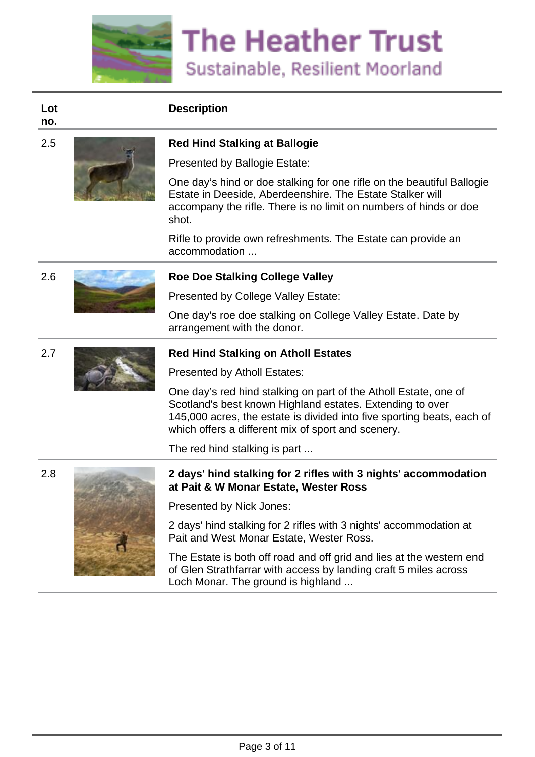| Lot no. | Description |
|---|---|
| 2.5 | **Red Hind Stalking at Ballogie**<br><br>Presented by Ballogie Estate:<br><br>One day's hind or doe stalking for one rifle on the beautiful Ballogie Estate in Deeside, Aberdeenshire. The Estate Stalker will accompany the rifle. There is no limit on numbers of hinds or doe shot.<br><br>Rifle to provide own refreshments. The Estate can provide an accommodation ... |
| 2.6 | **Roe Doe Stalking College Valley**<br><br>Presented by College Valley Estate:<br><br>One day's roe doe stalking on College Valley Estate. Date by arrangement with the donor. |
| 2.7 | **Red Hind Stalking on Atholl Estates**<br><br>Presented by Atholl Estates:<br><br>One day's red hind stalking on part of the Atholl Estate, one of Scotland's best known Highland estates. Extending to over 145,000 acres, the estate is divided into five sporting beats, each of which offers a different mix of sport and scenery.<br><br>The red hind stalking is part ... |
| 2.8 | **2 days' hind stalking for 2 rifles with 3 nights' accommodation at Pait & W Monar Estate, Wester Ross**<br><br>Presented by Nick Jones:<br><br>2 days' hind stalking for 2 rifles with 3 nights' accommodation at Pait and West Monar Estate, Wester Ross.<br><br>The Estate is both off road and off grid and lies at the western end of Glen Strathfarrar with access by landing craft 5 miles across Loch Monar. The ground is highland ... |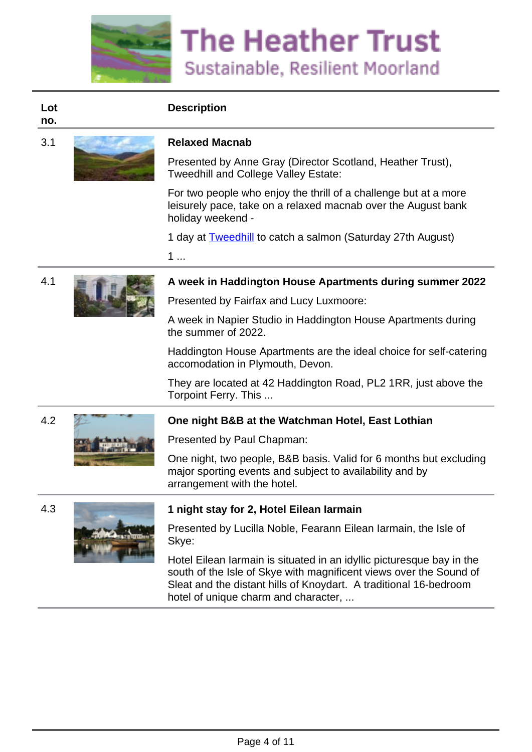# The Heather Trust

Sustainable, Resilient Moorland

| Lot no. | Description |
| --- | --- |
| 3.1 | **Relaxed Macnab**<br><br>Presented by Anne Gray (Director Scotland, Heather Trust), Tweedhill and College Valley Estate:<br><br>For two people who enjoy the thrill of a challenge but at a more leisurely pace, take on a relaxed macnab over the August bank holiday weekend -<br><br>1 day at Tweedhill to catch a salmon (Saturday 27th August)<br><br>1 ... |
| 4.1 | **A week in Haddington House Apartments during summer 2022**<br><br>Presented by Fairfax and Lucy Luxmoore:<br><br>A week in Napier Studio in Haddington House Apartments during the summer of 2022.<br><br>Haddington House Apartments are the ideal choice for self-catering accomodation in Plymouth, Devon.<br><br>They are located at 42 Haddington Road, PL2 1RR, just above the Torpoint Ferry. This ... |
| 4.2 | **One night B&B at the Watchman Hotel, East Lothian**<br><br>Presented by Paul Chapman:<br><br>One night, two people, B&B basis. Valid for 6 months but excluding major sporting events and subject to availability and by arrangement with the hotel. |
| 4.3 | **1 night stay for 2, Hotel Eilean Iarmain**<br><br>Presented by Lucilla Noble, Fearann Eilean Iarmain, the Isle of Skye:<br><br>Hotel Eilean Iarmain is situated in an idyllic picturesque bay in the south of the Isle of Skye with magnificent views over the Sound of Sleat and the distant hills of Knoydart. A traditional 16-bedroom hotel of unique charm and character, ... |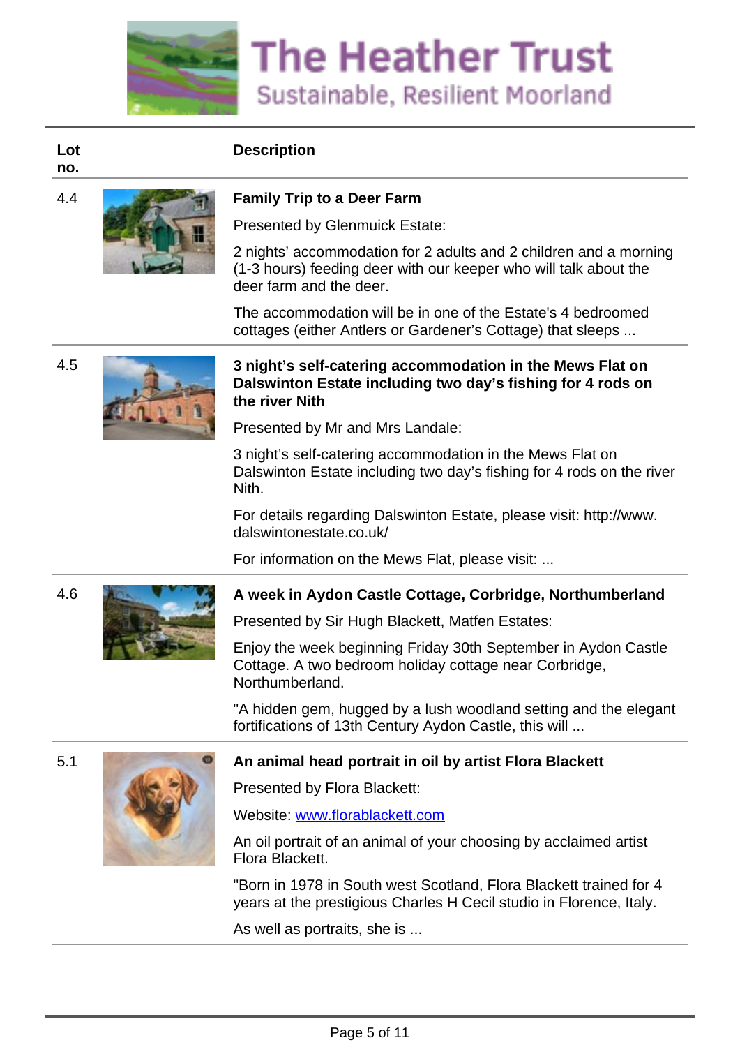# The Heather Trust

Sustainable, Resilient Moorland

| Lot no. | Description |
|---|---|
| 4.4 | **Family Trip to a Deer Farm**<br><br>Presented by Glenmuick Estate:<br><br>2 nights' accommodation for 2 adults and 2 children and a morning (1-3 hours) feeding deer with our keeper who will talk about the deer farm and the deer.<br><br>The accommodation will be in one of the Estate's 4 bedroomed cottages (either Antlers or Gardener's Cottage) that sleeps ... |
| 4.5 | **3 night's self-catering accommodation in the Mews Flat on Dalswinton Estate including two day's fishing for 4 rods on the river Nith**<br><br>Presented by Mr and Mrs Landale:<br><br>3 night's self-catering accommodation in the Mews Flat on Dalswinton Estate including two day's fishing for 4 rods on the river Nith.<br><br>For details regarding Dalswinton Estate, please visit: http://www.dalswintonestate.co.uk/<br><br>For information on the Mews Flat, please visit: ... |
| 4.6 | **A week in Aydon Castle Cottage, Corbridge, Northumberland**<br><br>Presented by Sir Hugh Blackett, Matfen Estates:<br><br>Enjoy the week beginning Friday 30th September in Aydon Castle Cottage. A two bedroom holiday cottage near Corbridge, Northumberland.<br><br>"A hidden gem, hugged by a lush woodland setting and the elegant fortifications of 13th Century Aydon Castle, this will ... |
| 5.1 | **An animal head portrait in oil by artist Flora Blackett**<br><br>Presented by Flora Blackett:<br><br>Website: www.florablackett.com<br><br>An oil portrait of an animal of your choosing by acclaimed artist Flora Blackett.<br><br>"Born in 1978 in South west Scotland, Flora Blackett trained for 4 years at the prestigious Charles H Cecil studio in Florence, Italy.<br><br>As well as portraits, she is ... |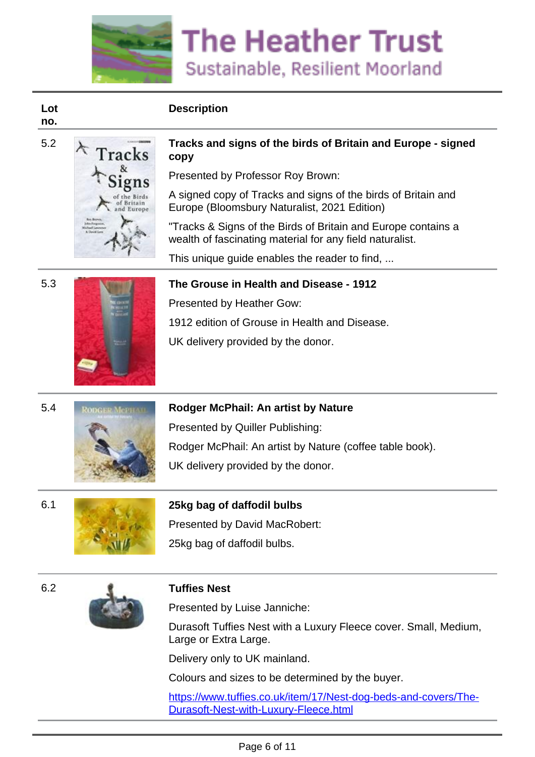# The Heather Trust

Sustainable, Resilient Moorland

| Lot no. | Description |
| --- | --- |
| 5.2 | **Tracks and signs of the birds of Britain and Europe - signed copy**<br>Presented by Professor Roy Brown:<br>A signed copy of Tracks and signs of the birds of Britain and Europe (Bloomsbury Naturalist, 2021 Edition)<br>"Tracks & Signs of the Birds of Britain and Europe contains a wealth of fascinating material for any field naturalist.<br>This unique guide enables the reader to find, ... |
| 5.3 | **The Grouse in Health and Disease - 1912**<br>Presented by Heather Gow:<br>1912 edition of Grouse in Health and Disease.<br>UK delivery provided by the donor. |
| 5.4 | **Rodger McPhail: An artist by Nature**<br>Presented by Quiller Publishing:<br>Rodger McPhail: An artist by Nature (coffee table book).<br>UK delivery provided by the donor. |
| 6.1 | **25kg bag of daffodil bulbs**<br>Presented by David MacRobert:<br>25kg bag of daffodil bulbs. |
| 6.2 | **Tuffies Nest**<br>Presented by Luise Janniche:<br>Durasoft Tuffies Nest with a Luxury Fleece cover. Small, Medium, Large or Extra Large.<br>Delivery only to UK mainland.<br>Colours and sizes to be determined by the buyer.<br>[https://www.tuffies.co.uk/item/17/Nest-dog-beds-and-covers/The-Durasoft-Nest-with-Luxury-Fleece.html](https://www.tuffies.co.uk/item/17/Nest-dog-beds-and-covers/The-Durasoft-Nest-with-Luxury-Fleece.html) |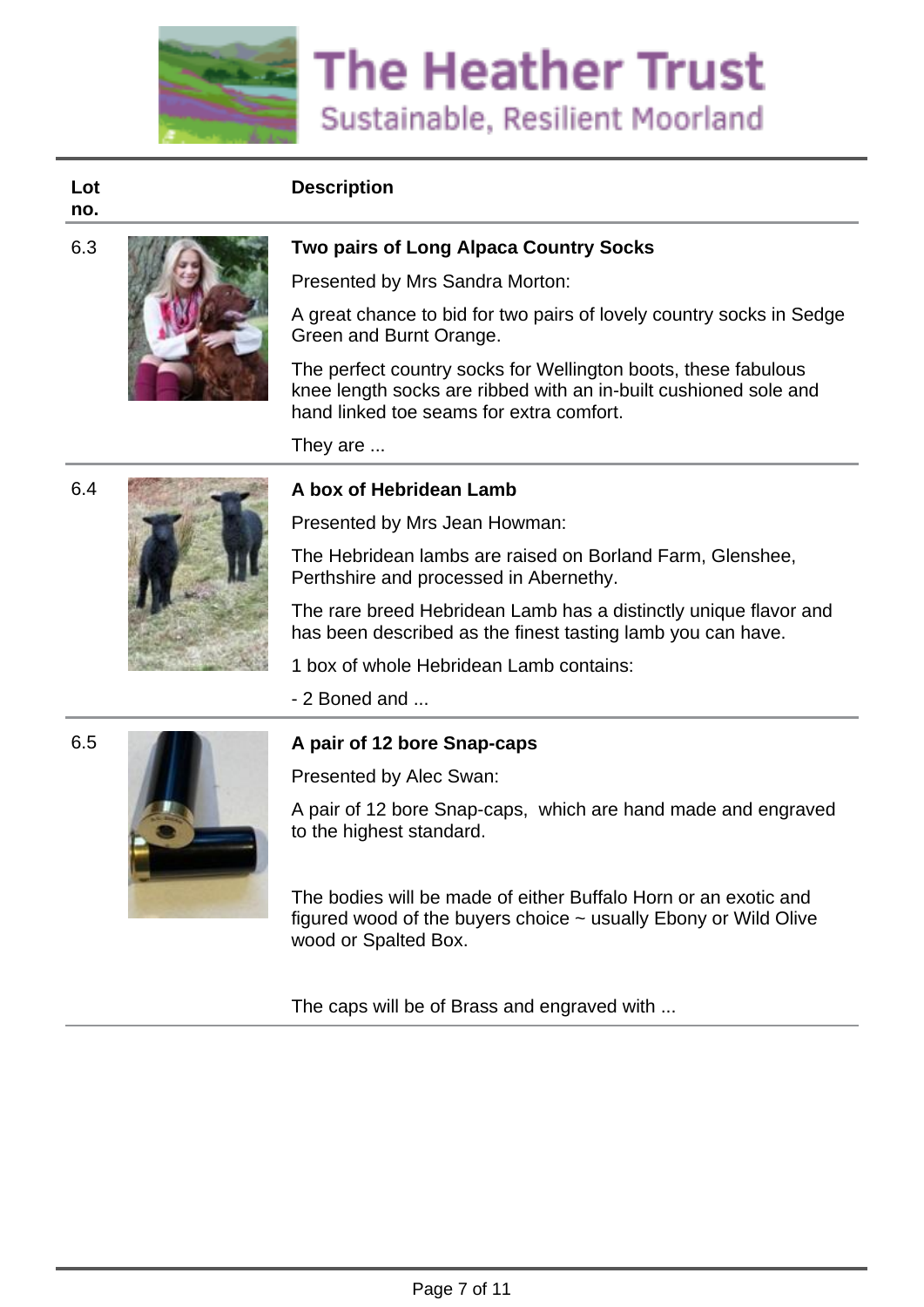# The Heather Trust

Sustainable, Resilient Moorland

| Lot no. | Description |
|---|---|
| 6.3 | **Two pairs of Long Alpaca Country Socks**<br>Presented by Mrs Sandra Morton:<br>A great chance to bid for two pairs of lovely country socks in Sedge Green and Burnt Orange.<br>The perfect country socks for Wellington boots, these fabulous knee length socks are ribbed with an in-built cushioned sole and hand linked toe seams for extra comfort.<br>They are ... |
| 6.4 | **A box of Hebridean Lamb**<br>Presented by Mrs Jean Howman:<br>The Hebridean lambs are raised on Borland Farm, Glenshee, Perthshire and processed in Abernethy.<br>The rare breed Hebridean Lamb has a distinctly unique flavor and has been described as the finest tasting lamb you can have.<br>1 box of whole Hebridean Lamb contains:<br>- 2 Boned and ... |
| 6.5 | **A pair of 12 bore Snap-caps**<br>Presented by Alec Swan:<br>A pair of 12 bore Snap-caps, which are hand made and engraved to the highest standard.<br>The bodies will be made of either Buffalo Horn or an exotic and figured wood of the buyers choice ~ usually Ebony or Wild Olive wood or Spalted Box.<br>The caps will be of Brass and engraved with ... |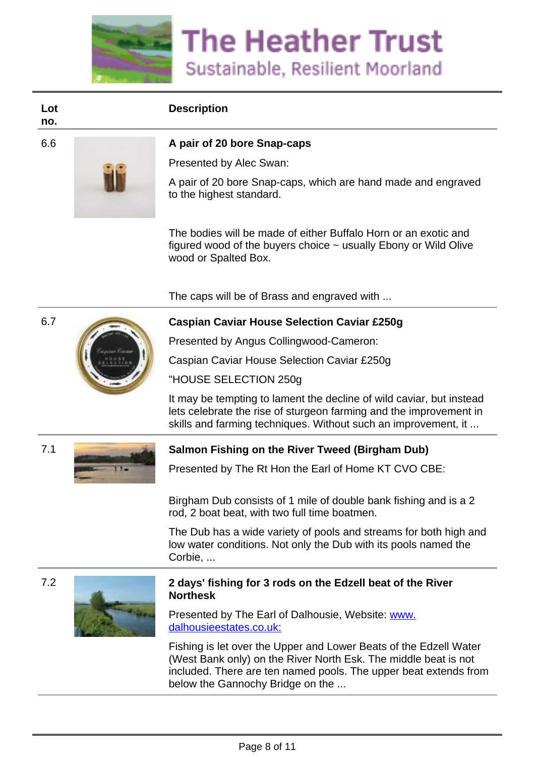# The Heather Trust

Sustainable, Resilient Moorland

| Lot no. | Description |
|---|---|
| 6.6 | **A pair of 20 bore Snap-caps**<br><br>Presented by Alec Swan:<br><br>A pair of 20 bore Snap-caps, which are hand made and engraved to the highest standard.<br><br>The bodies will be made of either Buffalo Horn or an exotic and figured wood of the buyers choice ~ usually Ebony or Wild Olive wood or Spalted Box.<br><br>The caps will be of Brass and engraved with ... |
| 6.7 | **Caspian Caviar House Selection Caviar £250g**<br><br>Presented by Angus Collingwood-Cameron:<br><br>Caspian Caviar House Selection Caviar £250g<br><br>"HOUSE SELECTION 250g<br><br>It may be tempting to lament the decline of wild caviar, but instead lets celebrate the rise of sturgeon farming and the improvement in skills and farming techniques. Without such an improvement, it ... |
| 7.1 | **Salmon Fishing on the River Tweed (Birgham Dub)**<br><br>Presented by The Rt Hon the Earl of Home KT CVO CBE:<br><br>Birgham Dub consists of 1 mile of double bank fishing and is a 2 rod, 2 boat beat, with two full time boatmen.<br><br>The Dub has a wide variety of pools and streams for both high and low water conditions. Not only the Dub with its pools named the Corbie, ... |
| 7.2 | **2 days' fishing for 3 rods on the Edzell beat of the River Northesk**<br><br>Presented by The Earl of Dalhousie, Website: www.dalhousieestates.co.uk:<br><br>Fishing is let over the Upper and Lower Beats of the Edzell Water (West Bank only) on the River North Esk. The middle beat is not included. There are ten named pools. The upper beat extends from below the Gannochy Bridge on the ... |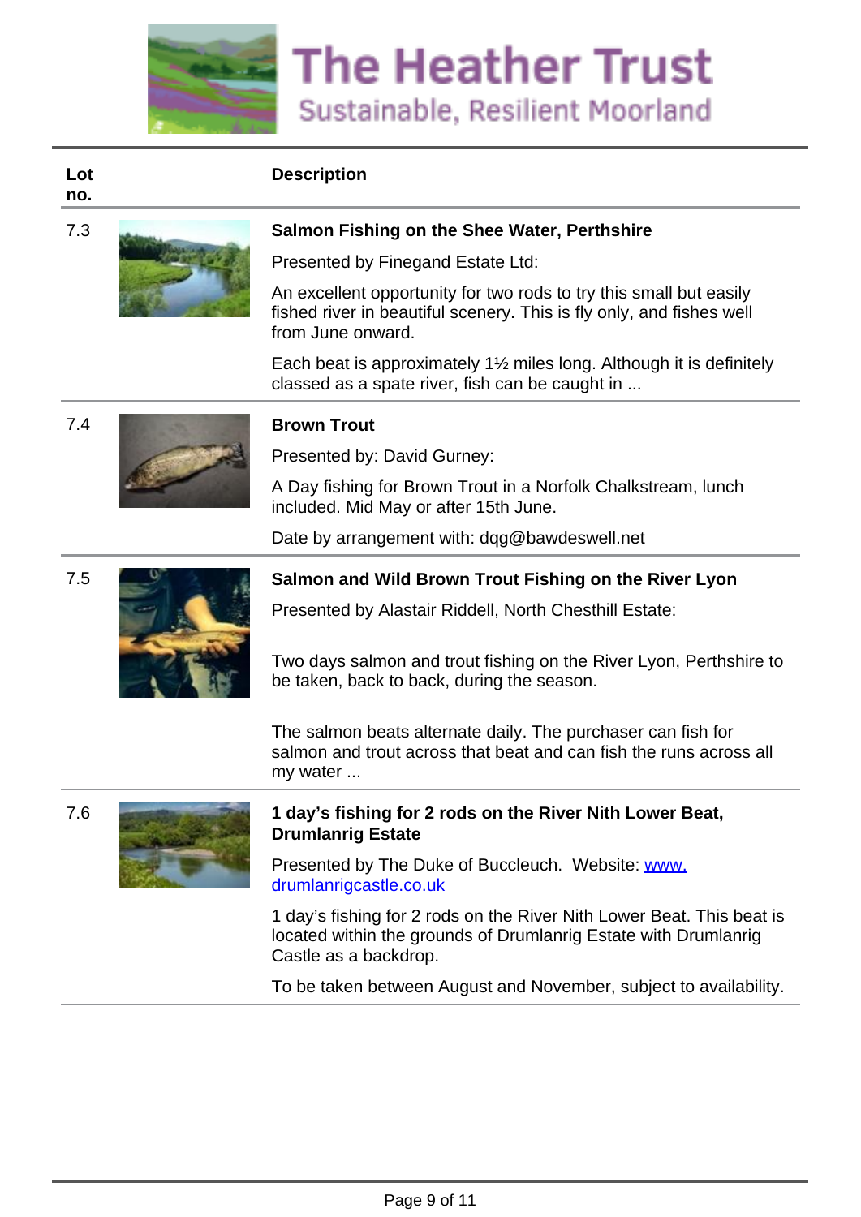# The Heather Trust

Sustainable, Resilient Moorland

| Lot no. | Description |
| --- | --- |
| 7.3 | **Salmon Fishing on the Shee Water, Perthshire**<br><br>Presented by Finegand Estate Ltd:<br><br>An excellent opportunity for two rods to try this small but easily fished river in beautiful scenery. This is fly only, and fishes well from June onward.<br><br>Each beat is approximately 1½ miles long. Although it is definitely classed as a spate river, fish can be caught in ... |
| 7.4 | **Brown Trout**<br><br>Presented by: David Gurney:<br><br>A Day fishing for Brown Trout in a Norfolk Chalkstream, lunch included. Mid May or after 15th June.<br><br>Date by arrangement with: dqg@bawdeswell.net |
| 7.5 | **Salmon and Wild Brown Trout Fishing on the River Lyon**<br><br>Presented by Alastair Riddell, North Chesthill Estate:<br><br>Two days salmon and trout fishing on the River Lyon, Perthshire to be taken, back to back, during the season.<br><br>The salmon beats alternate daily. The purchaser can fish for salmon and trout across that beat and can fish the runs across all my water ... |
| 7.6 | **1 day's fishing for 2 rods on the River Nith Lower Beat, Drumlanrig Estate**<br><br>Presented by The Duke of Buccleuch. Website: [www.drumlanrigcastle.co.uk](http://www.drumlanrigcastle.co.uk)<br><br>1 day's fishing for 2 rods on the River Nith Lower Beat. This beat is located within the grounds of Drumlanrig Estate with Drumlanrig Castle as a backdrop.<br><br>To be taken between August and November, subject to availability. |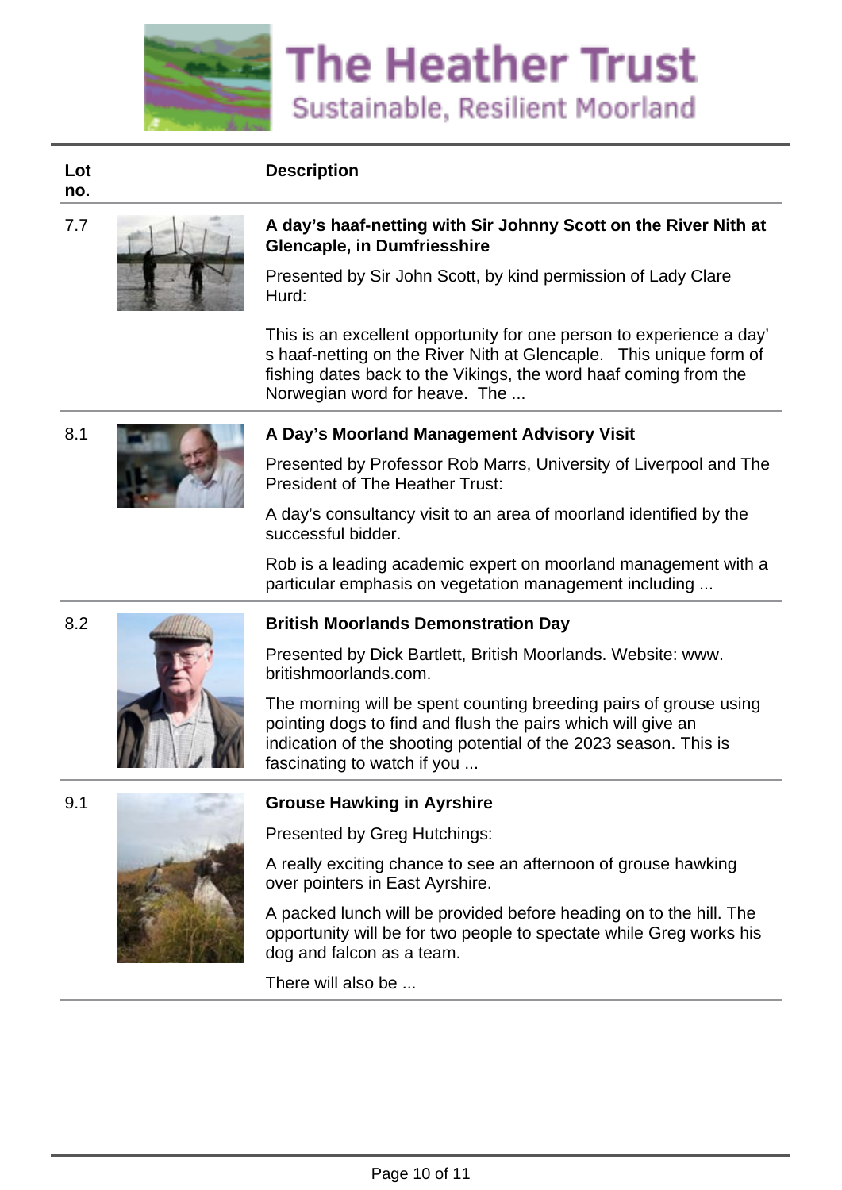# The Heather Trust

Sustainable, Resilient Moorland

| Lot no. | Description |
| --- | --- |
| 7.7 | **A day's haaf-netting with Sir Johnny Scott on the River Nith at Glencaple, in Dumfriesshire**<br><br>Presented by Sir John Scott, by kind permission of Lady Clare Hurd:<br><br>This is an excellent opportunity for one person to experience a day' s haaf-netting on the River Nith at Glencaple. This unique form of fishing dates back to the Vikings, the word haaf coming from the Norwegian word for heave. The ... |
| 8.1 | **A Day's Moorland Management Advisory Visit**<br><br>Presented by Professor Rob Marrs, University of Liverpool and The President of The Heather Trust:<br><br>A day's consultancy visit to an area of moorland identified by the successful bidder.<br><br>Rob is a leading academic expert on moorland management with a particular emphasis on vegetation management including ... |
| 8.2 | **British Moorlands Demonstration Day**<br><br>Presented by Dick Bartlett, British Moorlands. Website: www. britishmoorlands.com.<br><br>The morning will be spent counting breeding pairs of grouse using pointing dogs to find and flush the pairs which will give an indication of the shooting potential of the 2023 season. This is fascinating to watch if you ... |
| 9.1 | **Grouse Hawking in Ayrshire**<br><br>Presented by Greg Hutchings:<br><br>A really exciting chance to see an afternoon of grouse hawking over pointers in East Ayrshire.<br><br>A packed lunch will be provided before heading on to the hill. The opportunity will be for two people to spectate while Greg works his dog and falcon as a team.<br><br>There will also be ... |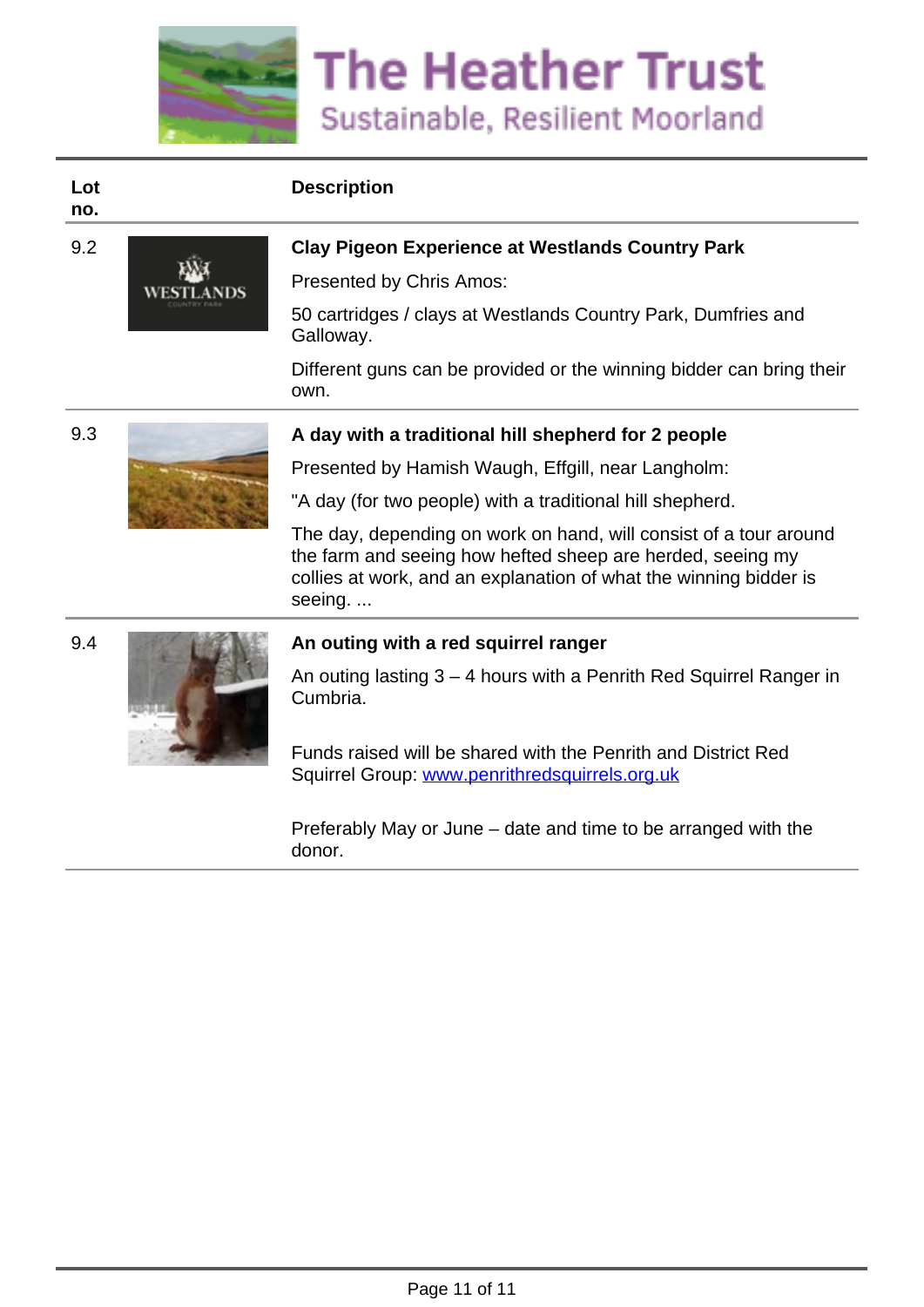| Lot no. | | Description |
|---|---|---|
| 9.2 | | **Clay Pigeon Experience at Westlands Country Park**<br>Presented by Chris Amos:<br>50 cartridges / clays at Westlands Country Park, Dumfries and Galloway.<br>Different guns can be provided or the winning bidder can bring their own. |
| 9.3 | | **A day with a traditional hill shepherd for 2 people**<br>Presented by Hamish Waugh, Effgill, near Langholm:<br>"A day (for two people) with a traditional hill shepherd.<br>The day, depending on work on hand, will consist of a tour around the farm and seeing how hefted sheep are herded, seeing my collies at work, and an explanation of what the winning bidder is seeing. ... |
| 9.4 | | **An outing with a red squirrel ranger**<br>An outing lasting 3 – 4 hours with a Penrith Red Squirrel Ranger in Cumbria.<br>Funds raised will be shared with the Penrith and District Red Squirrel Group: www.penrithredsquirrels.org.uk<br>Preferably May or June – date and time to be arranged with the donor. |